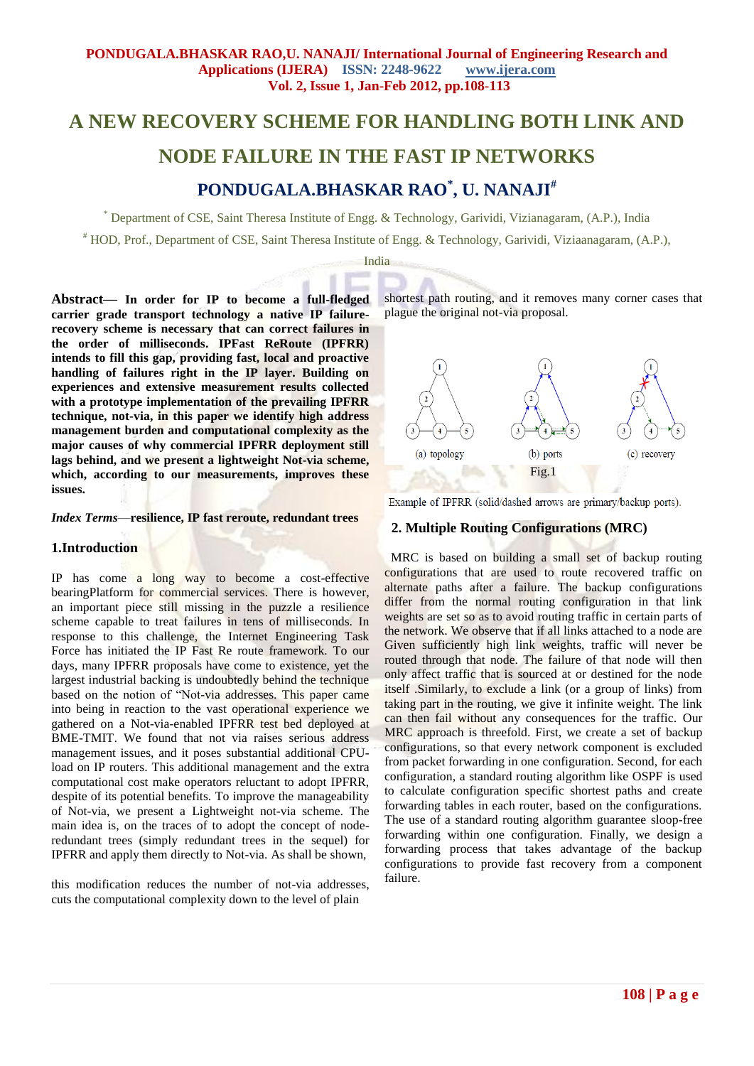# A NEW RECOVERY SCHEME FOR HANDLING BOTH LINK AND NODE FAILURE IN THE FAST IP NETWORKS

## PONDUGALA.BHASKAR RAO[*], U. NANAJI[#]

[*] Department of CSE, Saint Theresa Institute of Engg. & Technology, Garividi, Vizianagaram, (A.P.), India

[#] HOD, Prof., Department of CSE, Saint Theresa Institute of Engg. & Technology, Garividi, Viziaanagaram, (A.P.), India

**Abstract— In order for IP to become a full-fledged carrier grade transport technology a native IP failure-recovery scheme is necessary that can correct failures in the order of milliseconds. IPFast ReRoute (IPFRR) intends to fill this gap, providing fast, local and proactive handling of failures right in the IP layer. Building on experiences and extensive measurement results collected with a prototype implementation of the prevailing IPFRR technique, not-via, in this paper we identify high address management burden and computational complexity as the major causes of why commercial IPFRR deployment still lags behind, and we present a lightweight Not-via scheme, which, according to our measurements, improves these issues.**

***Index Terms*—resilience, IP fast reroute, redundant trees**

## 1.Introduction

IP has come a long way to become a cost-effective bearingPlatform for commercial services. There is however, an important piece still missing in the puzzle a resilience scheme capable to treat failures in tens of milliseconds. In response to this challenge, the Internet Engineering Task Force has initiated the IP Fast Re route framework. To our days, many IPFRR proposals have come to existence, yet the largest industrial backing is undoubtedly behind the technique based on the notion of "Not-via addresses. This paper came into being in reaction to the vast operational experience we gathered on a Not-via-enabled IPFRR test bed deployed at BME-TMIT. We found that not via raises serious address management issues, and it poses substantial additional CPU-load on IP routers. This additional management and the extra computational cost make operators reluctant to adopt IPFRR, despite of its potential benefits. To improve the manageability of Not-via, we present a Lightweight not-via scheme. The main idea is, on the traces of to adopt the concept of node-redundant trees (simply redundant trees in the sequel) for IPFRR and apply them directly to Not-via. As shall be shown,

this modification reduces the number of not-via addresses, cuts the computational complexity down to the level of plain shortest path routing, and it removes many corner cases that plague the original not-via proposal.

(a) topology

(b) ports

(c) recovery

Fig.1

Example of IPFRR (solid/dashed arrows are primary/backup ports).

## 2. Multiple Routing Configurations (MRC)

MRC is based on building a small set of backup routing configurations that are used to route recovered traffic on alternate paths after a failure. The backup configurations differ from the normal routing configuration in that link weights are set so as to avoid routing traffic in certain parts of the network. We observe that if all links attached to a node are Given sufficiently high link weights, traffic will never be routed through that node. The failure of that node will then only affect traffic that is sourced at or destined for the node itself .Similarly, to exclude a link (or a group of links) from taking part in the routing, we give it infinite weight. The link can then fail without any consequences for the traffic. Our MRC approach is threefold. First, we create a set of backup configurations, so that every network component is excluded from packet forwarding in one configuration. Second, for each configuration, a standard routing algorithm like OSPF is used to calculate configuration specific shortest paths and create forwarding tables in each router, based on the configurations. The use of a standard routing algorithm guarantee sloop-free forwarding within one configuration. Finally, we design a forwarding process that takes advantage of the backup configurations to provide fast recovery from a component failure.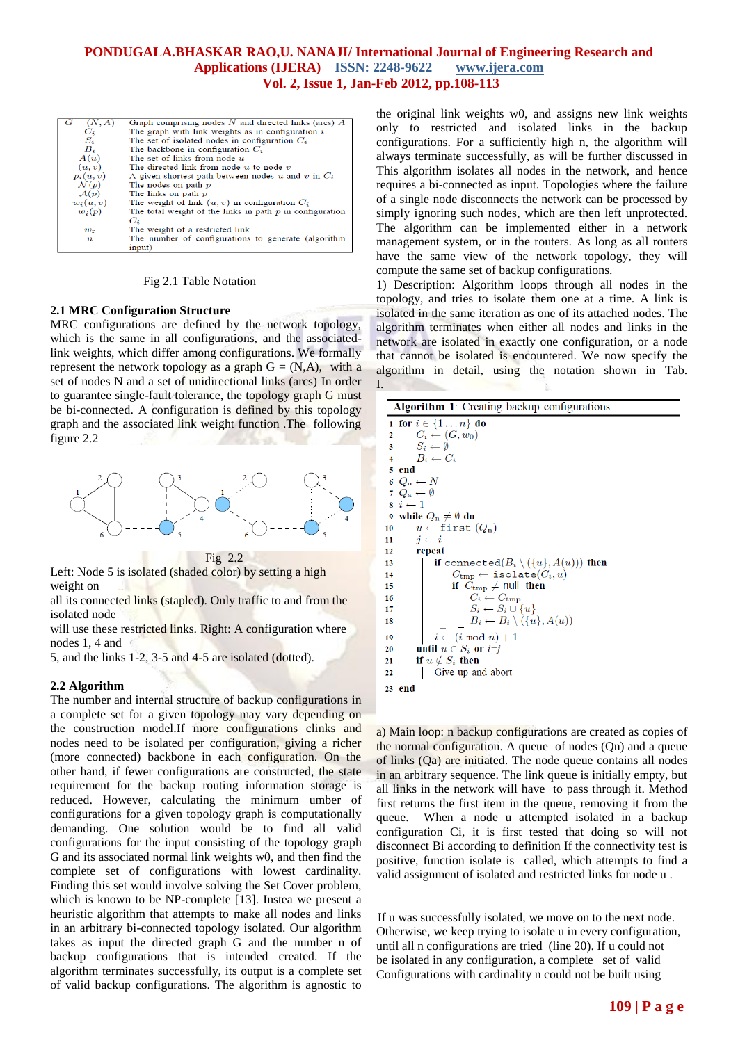| | |
|---|---|
| $G = (N, A)$ | Graph comprising nodes $N$ and directed links (arcs) $A$ |
| $C_i$ | The graph with link weights as in configuration $i$ |
| $S_i$ | The set of isolated nodes in configuration $C_i$ |
| $B_i$ | The backbone in configuration $C_i$ |
| $A(u)$ | The set of links from node $u$ |
| $(u, v)$ | The directed link from node $u$ to node $v$ |
| $p_i(u, v)$ | A given shortest path between nodes $u$ and $v$ in $C_i$ |
| $N(p)$ | The nodes on path $p$ |
| $A(p)$ | The links on path $p$ |
| $w_i(u, v)$ | The weight of link $(u, v)$ in configuration $C_i$ |
| $w_i(p)$ | The total weight of the links in path $p$ in configuration $C_i$ |
| $w_r$ | The weight of a restricted link |
| $n$ | The number of configurations to generate (algorithm input) |

Fig 2.1 Table Notation

### 2.1 MRC Configuration Structure

MRC configurations are defined by the network topology, which is the same in all configurations, and the associated-link weights, which differ among configurations. We formally represent the network topology as a graph G = (N,A), with a set of nodes N and a set of unidirectional links (arcs) In order to guarantee single-fault tolerance, the topology graph G must be bi-connected. A configuration is defined by this topology graph and the associated link weight function .The following figure 2.2

Fig 2.2

Left: Node 5 is isolated (shaded color) by setting a high weight on all its connected links (stapled). Only traffic to and from the isolated node will use these restricted links. Right: A configuration where nodes 1, 4 and 5, and the links 1-2, 3-5 and 4-5 are isolated (dotted).

### 2.2 Algorithm

The number and internal structure of backup configurations in a complete set for a given topology may vary depending on the construction model.If more configurations clinks and nodes need to be isolated per configuration, giving a richer (more connected) backbone in each configuration. On the other hand, if fewer configurations are constructed, the state requirement for the backup routing information storage is reduced. However, calculating the minimum umber of configurations for a given topology graph is computationally demanding. One solution would be to find all valid configurations for the input consisting of the topology graph G and its associated normal link weights w0, and then find the complete set of configurations with lowest cardinality. Finding this set would involve solving the Set Cover problem, which is known to be NP-complete [13]. Instea we present a heuristic algorithm that attempts to make all nodes and links in an arbitrary bi-connected topology isolated. Our algorithm takes as input the directed graph G and the number n of backup configurations that is intended created. If the algorithm terminates successfully, its output is a complete set of valid backup configurations. The algorithm is agnostic to the original link weights w0, and assigns new link weights only to restricted and isolated links in the backup configurations. For a sufficiently high n, the algorithm will always terminate successfully, as will be further discussed in This algorithm isolates all nodes in the network, and hence requires a bi-connected as input. Topologies where the failure of a single node disconnects the network can be processed by simply ignoring such nodes, which are then left unprotected. The algorithm can be implemented either in a network management system, or in the routers. As long as all routers have the same view of the network topology, they will compute the same set of backup configurations.

1) Description: Algorithm loops through all nodes in the topology, and tries to isolate them one at a time. A link is isolated in the same iteration as one of its attached nodes. The algorithm terminates when either all nodes and links in the network are isolated in exactly one configuration, or a node that cannot be isolated is encountered. We now specify the algorithm in detail, using the notation shown in Tab. I.

**Algorithm 1**: Creating backup configurations.

```
1  for i ∈ {1 ... n} do
2      C_i ← (G, w_0)
3      S_i ← ∅
4      B_i ← C_i
5  end
6  Q_n ← N
7  Q_a ← ∅
8  i ← 1
9  while Q_n ≠ ∅ do
10     u ← first (Q_n)
11     j ← i
12     repeat
13         if connected(B_i \ ({u}, A(u))) then
14             C_tmp ← isolate(C_i, u)
15             if C_tmp ≠ null then
16                 C_i ← C_tmp
17                 S_i ← S_i ∪ {u}
18                 B_i ← B_i \ ({u}, A(u))
19         i ← (i mod n) + 1
20     until u ∈ S_i or i=j
21     if u ∉ S_i then
22         Give up and abort
23 end
```

a) Main loop: n backup configurations are created as copies of the normal configuration. A queue of nodes (Qn) and a queue of links (Qa) are initiated. The node queue contains all nodes in an arbitrary sequence. The link queue is initially empty, but all links in the network will have to pass through it. Method first returns the first item in the queue, removing it from the queue. When a node u attempted isolated in a backup configuration Ci, it is first tested that doing so will not disconnect Bi according to definition If the connectivity test is positive, function isolate is called, which attempts to find a valid assignment of isolated and restricted links for node u .

If u was successfully isolated, we move on to the next node. Otherwise, we keep trying to isolate u in every configuration, until all n configurations are tried (line 20). If u could not be isolated in any configuration, a complete set of valid Configurations with cardinality n could not be built using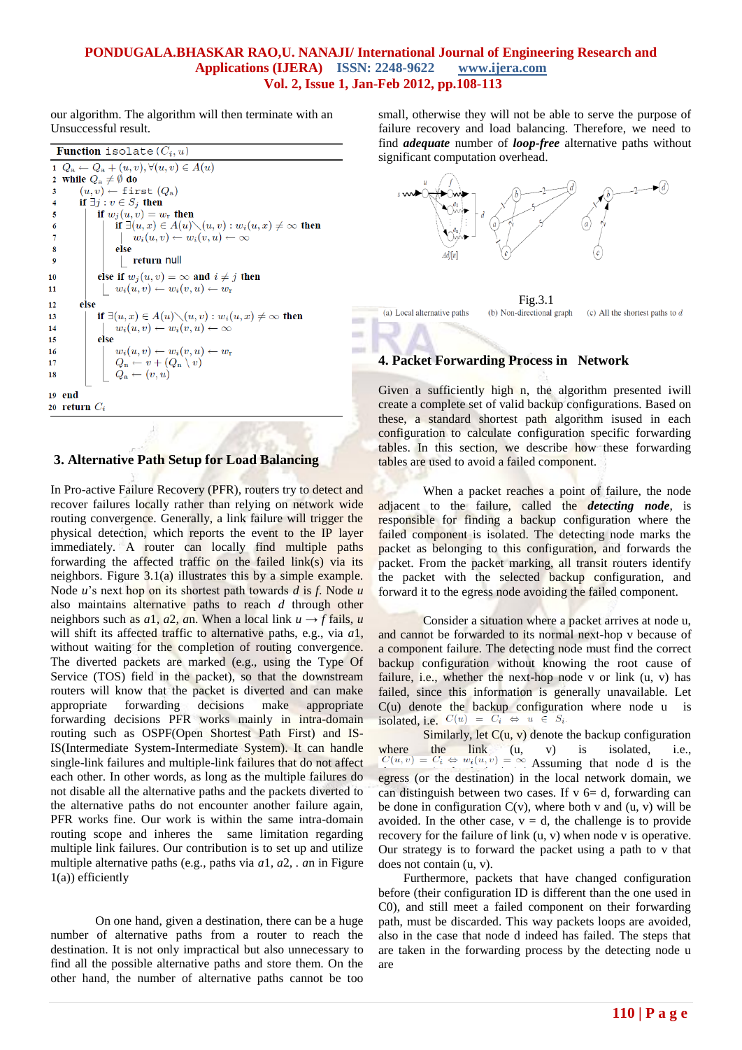our algorithm. The algorithm will then terminate with an Unsuccessful result.

```
Function isolate(C_i, u)
1  Q_a ← Q_a + (u,v), ∀(u,v) ∈ A(u)
2  while Q_a ≠ ∅ do
3      (u,v) ← first (Q_a)
4      if ∃j : v ∈ S_j then
5          if w_j(u,v) = w_r then
6              if ∃(u,x) ∈ A(u)\(u,v) : w_i(u,x) ≠ ∞ then
7                  w_i(u,v) ← w_i(v,u) ← ∞
8              else
9                  return null
10         else if w_j(u,v) = ∞ and i ≠ j then
11             w_i(u,v) ← w_i(v,u) ← w_r
12     else
13         if ∃(u,x) ∈ A(u)\(u,v) : w_i(u,x) ≠ ∞ then
14             w_i(u,v) ← w_i(v,u) ← ∞
15         else
16             w_i(u,v) ← w_i(v,u) ← w_r
17             Q_n ← v + (Q_n \ v)
18             Q_a ← (v,u)
19 end
20 return C_i
```

## 3. Alternative Path Setup for Load Balancing

In Pro-active Failure Recovery (PFR), routers try to detect and recover failures locally rather than relying on network wide routing convergence. Generally, a link failure will trigger the physical detection, which reports the event to the IP layer immediately. A router can locally find multiple paths forwarding the affected traffic on the failed link(s) via its neighbors. Figure 3.1(a) illustrates this by a simple example. Node *u*'s next hop on its shortest path towards *d* is *f*. Node *u* also maintains alternative paths to reach *d* through other neighbors such as *a*1, *a*2, *a*n. When a local link *u* → *f* fails, *u* will shift its affected traffic to alternative paths, e.g., via *a*1, without waiting for the completion of routing convergence. The diverted packets are marked (e.g., using the Type Of Service (TOS) field in the packet), so that the downstream routers will know that the packet is diverted and can make appropriate forwarding decisions make appropriate forwarding decisions PFR works mainly in intra-domain routing such as OSPF(Open Shortest Path First) and IS-IS(Intermediate System-Intermediate System). It can handle single-link failures and multiple-link failures that do not affect each other. In other words, as long as the multiple failures do not disable all the alternative paths and the packets diverted to the alternative paths do not encounter another failure again, PFR works fine. Our work is within the same intra-domain routing scope and inheres the same limitation regarding multiple link failures. Our contribution is to set up and utilize multiple alternative paths (e.g., paths via *a*1, *a*2, . *a*n in Figure 1(a)) efficiently

On one hand, given a destination, there can be a huge number of alternative paths from a router to reach the destination. It is not only impractical but also unnecessary to find all the possible alternative paths and store them. On the other hand, the number of alternative paths cannot be too small, otherwise they will not be able to serve the purpose of failure recovery and load balancing. Therefore, we need to find ***adequate*** number of ***loop-free*** alternative paths without significant computation overhead.

Fig.3.1

(a) Local alternative paths (b) Non-directional graph (c) All the shortest paths to $d$

## 4. Packet Forwarding Process in Network

Given a sufficiently high n, the algorithm presented iwill create a complete set of valid backup configurations. Based on these, a standard shortest path algorithm isused in each configuration to calculate configuration specific forwarding tables. In this section, we describe how these forwarding tables are used to avoid a failed component.

When a packet reaches a point of failure, the node adjacent to the failure, called the ***detecting node***, is responsible for finding a backup configuration where the failed component is isolated. The detecting node marks the packet as belonging to this configuration, and forwards the packet. From the packet marking, all transit routers identify the packet with the selected backup configuration, and forward it to the egress node avoiding the failed component.

Consider a situation where a packet arrives at node u, and cannot be forwarded to its normal next-hop v because of a component failure. The detecting node must find the correct backup configuration without knowing the root cause of failure, i.e., whether the next-hop node v or link (u, v) has failed, since this information is generally unavailable. Let C(u) denote the backup configuration where node u is isolated, i.e. $C(u) = C_i \Leftrightarrow u \in S_i$.

Similarly, let C(u, v) denote the backup configuration where the link (u, v) is isolated, i.e., $C(u,v) = C_i \Leftrightarrow w_i(u,v) = \infty$ Assuming that node d is the egress (or the destination) in the local network domain, we can distinguish between two cases. If v 6= d, forwarding can be done in configuration C(v), where both v and (u, v) will be avoided. In the other case, v = d, the challenge is to provide recovery for the failure of link (u, v) when node v is operative. Our strategy is to forward the packet using a path to v that does not contain (u, v).

Furthermore, packets that have changed configuration before (their configuration ID is different than the one used in C0), and still meet a failed component on their forwarding path, must be discarded. This way packets loops are avoided, also in the case that node d indeed has failed. The steps that are taken in the forwarding process by the detecting node u are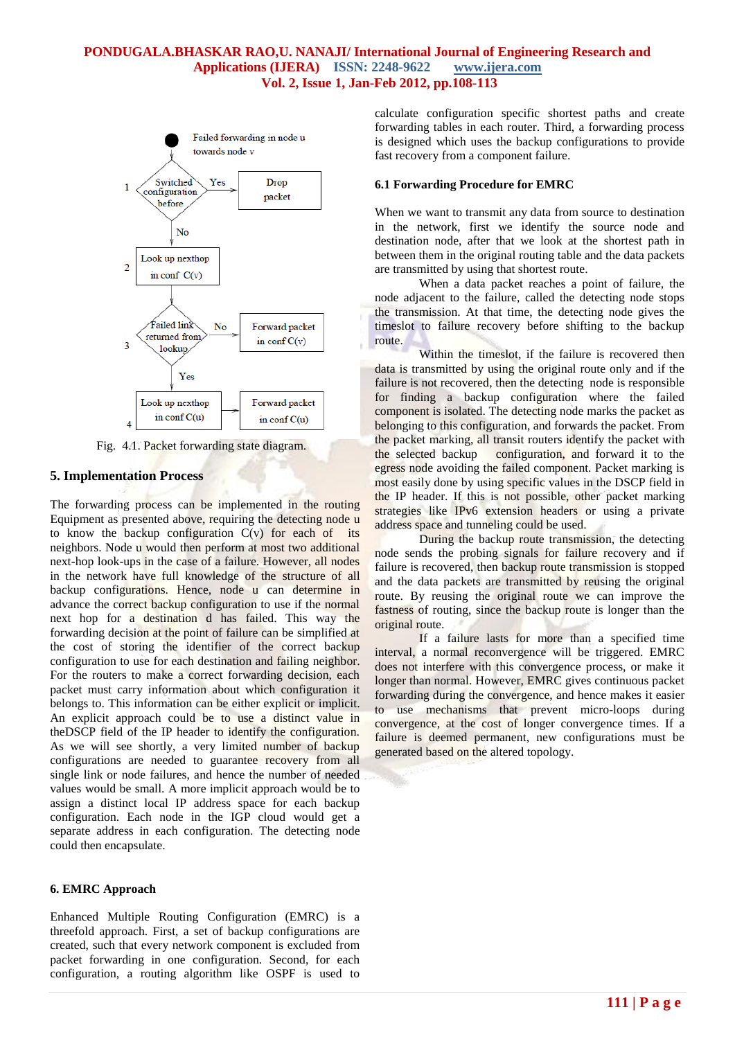Fig. 4.1. Packet forwarding state diagram.

## 5. Implementation Process

The forwarding process can be implemented in the routing Equipment as presented above, requiring the detecting node u to know the backup configuration C(v) for each of its neighbors. Node u would then perform at most two additional next-hop look-ups in the case of a failure. However, all nodes in the network have full knowledge of the structure of all backup configurations. Hence, node u can determine in advance the correct backup configuration to use if the normal next hop for a destination d has failed. This way the forwarding decision at the point of failure can be simplified at the cost of storing the identifier of the correct backup configuration to use for each destination and failing neighbor. For the routers to make a correct forwarding decision, each packet must carry information about which configuration it belongs to. This information can be either explicit or implicit. An explicit approach could be to use a distinct value in theDSCP field of the IP header to identify the configuration. As we will see shortly, a very limited number of backup configurations are needed to guarantee recovery from all single link or node failures, and hence the number of needed values would be small. A more implicit approach would be to assign a distinct local IP address space for each backup configuration. Each node in the IGP cloud would get a separate address in each configuration. The detecting node could then encapsulate.

## 6. EMRC Approach

Enhanced Multiple Routing Configuration (EMRC) is a threefold approach. First, a set of backup configurations are created, such that every network component is excluded from packet forwarding in one configuration. Second, for each configuration, a routing algorithm like OSPF is used to calculate configuration specific shortest paths and create forwarding tables in each router. Third, a forwarding process is designed which uses the backup configurations to provide fast recovery from a component failure.

### 6.1 Forwarding Procedure for EMRC

When we want to transmit any data from source to destination in the network, first we identify the source node and destination node, after that we look at the shortest path in between them in the original routing table and the data packets are transmitted by using that shortest route.

When a data packet reaches a point of failure, the node adjacent to the failure, called the detecting node stops the transmission. At that time, the detecting node gives the timeslot to failure recovery before shifting to the backup route.

Within the timeslot, if the failure is recovered then data is transmitted by using the original route only and if the failure is not recovered, then the detecting node is responsible for finding a backup configuration where the failed component is isolated. The detecting node marks the packet as belonging to this configuration, and forwards the packet. From the packet marking, all transit routers identify the packet with the selected backup configuration, and forward it to the egress node avoiding the failed component. Packet marking is most easily done by using specific values in the DSCP field in the IP header. If this is not possible, other packet marking strategies like IPv6 extension headers or using a private address space and tunneling could be used.

During the backup route transmission, the detecting node sends the probing signals for failure recovery and if failure is recovered, then backup route transmission is stopped and the data packets are transmitted by reusing the original route. By reusing the original route we can improve the fastness of routing, since the backup route is longer than the original route.

If a failure lasts for more than a specified time interval, a normal reconvergence will be triggered. EMRC does not interfere with this convergence process, or make it longer than normal. However, EMRC gives continuous packet forwarding during the convergence, and hence makes it easier to use mechanisms that prevent micro-loops during convergence, at the cost of longer convergence times. If a failure is deemed permanent, new configurations must be generated based on the altered topology.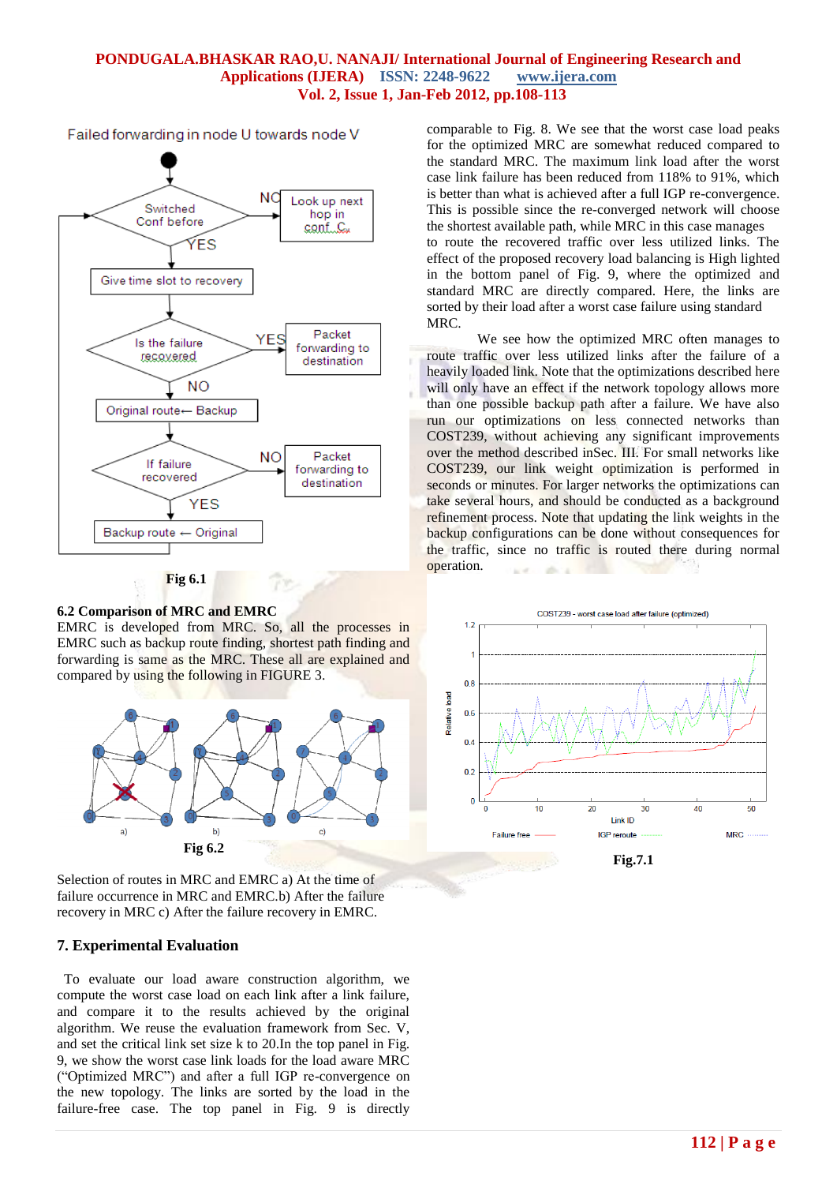Fig 6.1

### 6.2 Comparison of MRC and EMRC

EMRC is developed from MRC. So, all the processes in EMRC such as backup route finding, shortest path finding and forwarding is same as the MRC. These all are explained and compared by using the following in FIGURE 3.

Fig 6.2

Selection of routes in MRC and EMRC a) At the time of failure occurrence in MRC and EMRC.b) After the failure recovery in MRC c) After the failure recovery in EMRC.

## 7. Experimental Evaluation

To evaluate our load aware construction algorithm, we compute the worst case load on each link after a link failure, and compare it to the results achieved by the original algorithm. We reuse the evaluation framework from Sec. V, and set the critical link set size k to 20.In the top panel in Fig. 9, we show the worst case link loads for the load aware MRC ("Optimized MRC") and after a full IGP re-convergence on the new topology. The links are sorted by the load in the failure-free case. The top panel in Fig. 9 is directly comparable to Fig. 8. We see that the worst case load peaks for the optimized MRC are somewhat reduced compared to the standard MRC. The maximum link load after the worst case link failure has been reduced from 118% to 91%, which is better than what is achieved after a full IGP re-convergence. This is possible since the re-converged network will choose the shortest available path, while MRC in this case manages to route the recovered traffic over less utilized links. The effect of the proposed recovery load balancing is High lighted in the bottom panel of Fig. 9, where the optimized and standard MRC are directly compared. Here, the links are sorted by their load after a worst case failure using standard MRC.

We see how the optimized MRC often manages to route traffic over less utilized links after the failure of a heavily loaded link. Note that the optimizations described here will only have an effect if the network topology allows more than one possible backup path after a failure. We have also run our optimizations on less connected networks than COST239, without achieving any significant improvements over the method described inSec. III. For small networks like COST239, our link weight optimization is performed in seconds or minutes. For larger networks the optimizations can take several hours, and should be conducted as a background refinement process. Note that updating the link weights in the backup configurations can be done without consequences for the traffic, since no traffic is routed there during normal operation.

Fig.7.1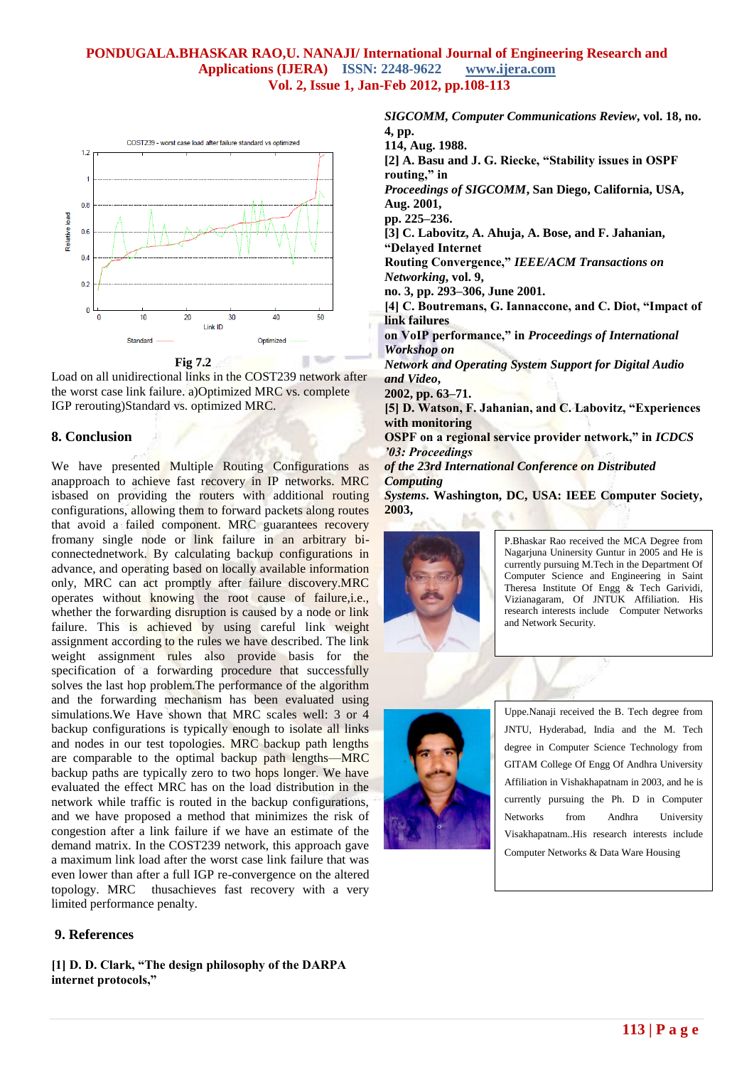COST239 - worst case load after failure standard vs optimized

Relative load

1.2
1
0.8
0.6
0.4
0.2
0

0 10 20 30 40 50

Link ID

Standard Optimized

**Fig 7.2**

Load on all unidirectional links in the COST239 network after the worst case link failure. a)Optimized MRC vs. complete IGP rerouting)Standard vs. optimized MRC.

## 8. Conclusion

We have presented Multiple Routing Configurations as anapproach to achieve fast recovery in IP networks. MRC isbased on providing the routers with additional routing configurations, allowing them to forward packets along routes that avoid a failed component. MRC guarantees recovery fromany single node or link failure in an arbitrary bi-connectednetwork. By calculating backup configurations in advance, and operating based on locally available information only, MRC can act promptly after failure discovery.MRC operates without knowing the root cause of failure,i.e., whether the forwarding disruption is caused by a node or link failure. This is achieved by using careful link weight assignment according to the rules we have described. The link weight assignment rules also provide basis for the specification of a forwarding procedure that successfully solves the last hop problem.The performance of the algorithm and the forwarding mechanism has been evaluated using simulations.We Have shown that MRC scales well: 3 or 4 backup configurations is typically enough to isolate all links and nodes in our test topologies. MRC backup path lengths are comparable to the optimal backup path lengths—MRC backup paths are typically zero to two hops longer. We have evaluated the effect MRC has on the load distribution in the network while traffic is routed in the backup configurations, and we have proposed a method that minimizes the risk of congestion after a link failure if we have an estimate of the demand matrix. In the COST239 network, this approach gave a maximum link load after the worst case link failure that was even lower than after a full IGP re-convergence on the altered topology. MRC thusachieves fast recovery with a very limited performance penalty.

## 9. References

**[1] D. D. Clark, "The design philosophy of the DARPA internet protocols,"** ***SIGCOMM, Computer Communications Review*****, vol. 18, no. 4, pp. 114, Aug. 1988.**

**[2] A. Basu and J. G. Riecke, "Stability issues in OSPF routing," in** ***Proceedings of SIGCOMM*****, San Diego, California, USA, Aug. 2001, pp. 225–236.**

**[3] C. Labovitz, A. Ahuja, A. Bose, and F. Jahanian, "Delayed Internet Routing Convergence,"** ***IEEE/ACM Transactions on Networking*****, vol. 9, no. 3, pp. 293–306, June 2001.**

**[4] C. Boutremans, G. Iannaccone, and C. Diot, "Impact of link failures on VoIP performance," in** ***Proceedings of International Workshop on Network and Operating System Support for Digital Audio and Video*****, 2002, pp. 63–71.**

**[5] D. Watson, F. Jahanian, and C. Labovitz, "Experiences with monitoring OSPF on a regional service provider network," in** ***ICDCS '03: Proceedings of the 23rd International Conference on Distributed Computing Systems*****. Washington, DC, USA: IEEE Computer Society, 2003,**

P.Bhaskar Rao received the MCA Degree from Nagarjuna Uninersity Guntur in 2005 and He is currently pursuing M.Tech in the Department Of Computer Science and Engineering in Saint Theresa Institute Of Engg & Tech Garividi, Vizianagaram, Of JNTUK Affiliation. His research interests include Computer Networks and Network Security.

Uppe.Nanaji received the B. Tech degree from JNTU, Hyderabad, India and the M. Tech degree in Computer Science Technology from GITAM College Of Engg Of Andhra University Affiliation in Vishakhapatnam in 2003, and he is currently pursuing the Ph. D in Computer Networks from Andhra University Visakhapatnam..His research interests include Computer Networks & Data Ware Housing